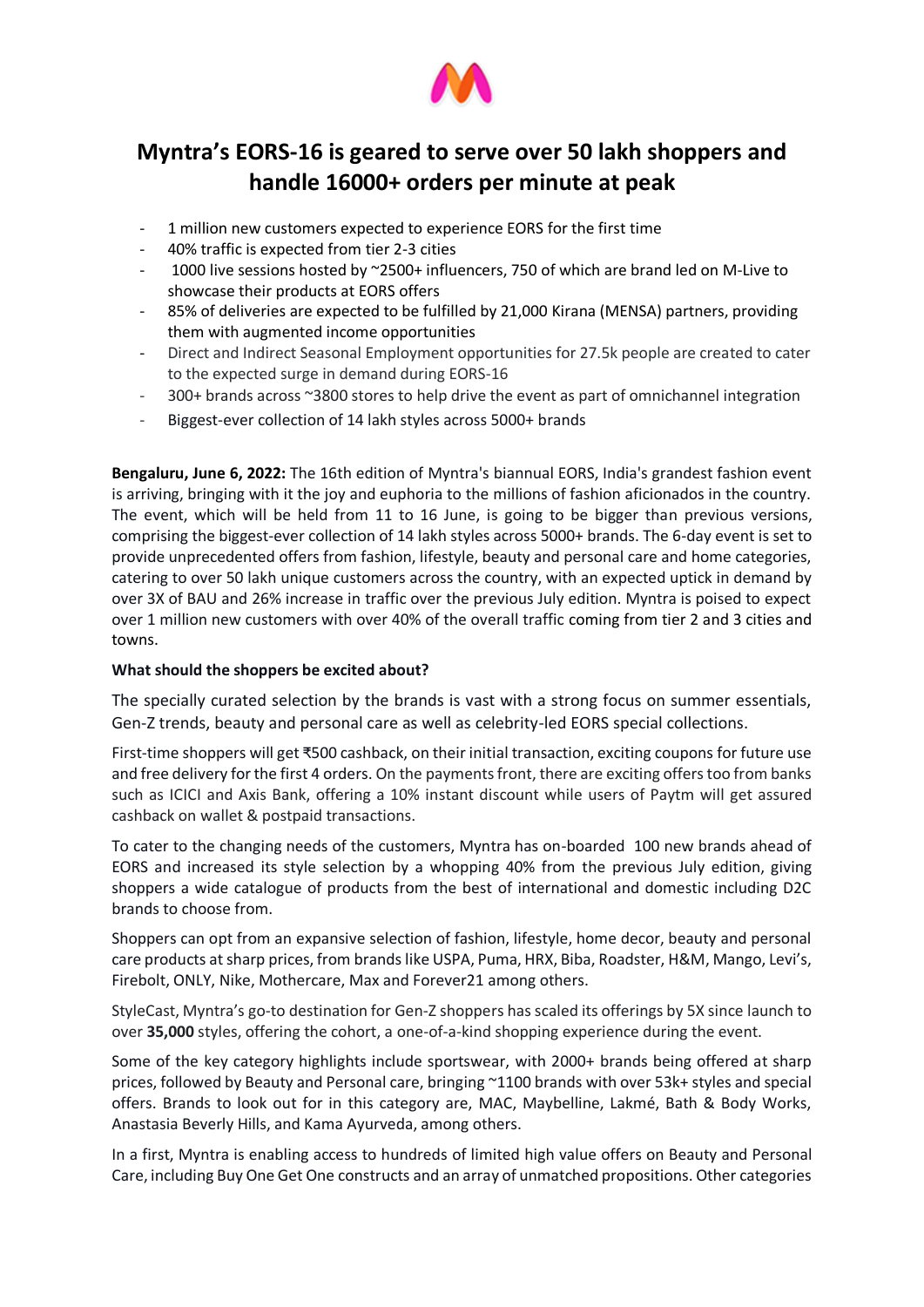# Myntra's EORS-16 is geared to serve over 50 lakh shoppers and handle 16000+ orders per minute at peak

- 1 million new customers expected to experience EORS for the first time
- 40% traffic is expected from tier 2-3 cities
- 1000 live sessions hosted by ~2500+ influencers, 750 of which are brand led on M-Live to showcase their products at EORS offers
- 85% of deliveries are expected to be fulfilled by 21,000 Kirana (MENSA) partners, providing them with augmented income opportunities
- Direct and Indirect Seasonal Employment opportunities for 27.5k people are created to cater to the expected surge in demand during EORS-16
- 300+ brands across ~3800 stores to help drive the event as part of omnichannel integration
- Biggest-ever collection of 14 lakh styles across 5000+ brands

**Bengaluru, June 6, 2022:** The 16th edition of Myntra's biannual EORS, India's grandest fashion event is arriving, bringing with it the joy and euphoria to the millions of fashion aficionados in the country. The event, which will be held from 11 to 16 June, is going to be bigger than previous versions, comprising the biggest-ever collection of 14 lakh styles across 5000+ brands. The 6-day event is set to provide unprecedented offers from fashion, lifestyle, beauty and personal care and home categories, catering to over 50 lakh unique customers across the country, with an expected uptick in demand by over 3X of BAU and 26% increase in traffic over the previous July edition. Myntra is poised to expect over 1 million new customers with over 40% of the overall traffic coming from tier 2 and 3 cities and towns.

**What should the shoppers be excited about?**

The specially curated selection by the brands is vast with a strong focus on summer essentials, Gen-Z trends, beauty and personal care as well as celebrity-led EORS special collections.

First-time shoppers will get ₹500 cashback, on their initial transaction, exciting coupons for future use and free delivery for the first 4 orders. On the payments front, there are exciting offers too from banks such as ICICI and Axis Bank, offering a 10% instant discount while users of Paytm will get assured cashback on wallet & postpaid transactions.

To cater to the changing needs of the customers, Myntra has on-boarded 100 new brands ahead of EORS and increased its style selection by a whopping 40% from the previous July edition, giving shoppers a wide catalogue of products from the best of international and domestic including D2C brands to choose from.

Shoppers can opt from an expansive selection of fashion, lifestyle, home decor, beauty and personal care products at sharp prices, from brands like USPA, Puma, HRX, Biba, Roadster, H&M, Mango, Levi's, Firebolt, ONLY, Nike, Mothercare, Max and Forever21 among others.

StyleCast, Myntra's go-to destination for Gen-Z shoppers has scaled its offerings by 5X since launch to over **35,000** styles, offering the cohort, a one-of-a-kind shopping experience during the event.

Some of the key category highlights include sportswear, with 2000+ brands being offered at sharp prices, followed by Beauty and Personal care, bringing ~1100 brands with over 53k+ styles and special offers. Brands to look out for in this category are, MAC, Maybelline, Lakmé, Bath & Body Works, Anastasia Beverly Hills, and Kama Ayurveda, among others.

In a first, Myntra is enabling access to hundreds of limited high value offers on Beauty and Personal Care, including Buy One Get One constructs and an array of unmatched propositions. Other categories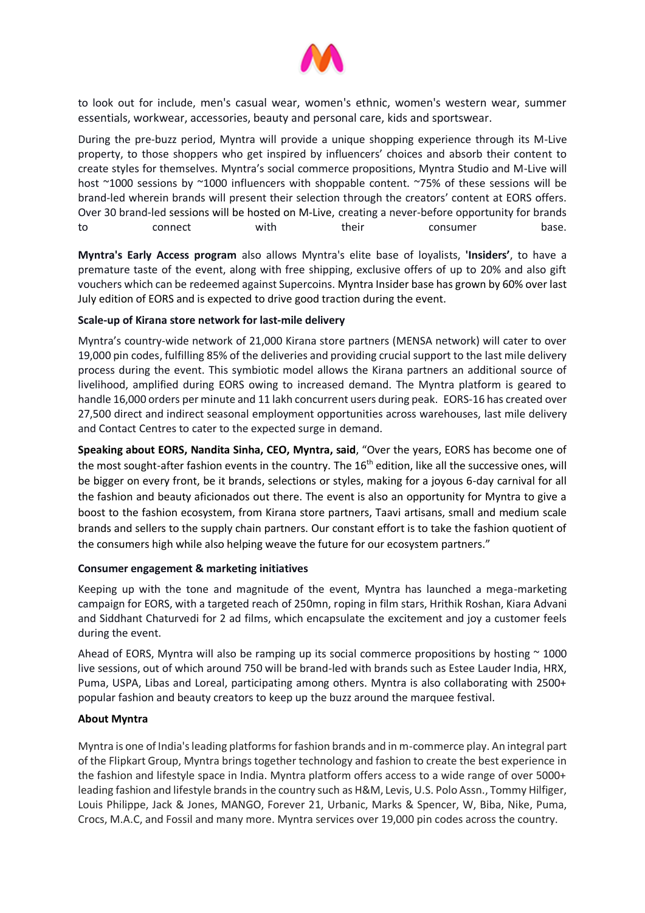to look out for include, men's casual wear, women's ethnic, women's western wear, summer essentials, workwear, accessories, beauty and personal care, kids and sportswear.

During the pre-buzz period, Myntra will provide a unique shopping experience through its M-Live property, to those shoppers who get inspired by influencers' choices and absorb their content to create styles for themselves. Myntra's social commerce propositions, Myntra Studio and M-Live will host ~1000 sessions by ~1000 influencers with shoppable content. ~75% of these sessions will be brand-led wherein brands will present their selection through the creators' content at EORS offers. Over 30 brand-led sessions will be hosted on M-Live, creating a never-before opportunity for brands to connect with their consumer base.

**Myntra's Early Access program** also allows Myntra's elite base of loyalists, **'Insiders'**, to have a premature taste of the event, along with free shipping, exclusive offers of up to 20% and also gift vouchers which can be redeemed against Supercoins. Myntra Insider base has grown by 60% over last July edition of EORS and is expected to drive good traction during the event.

**Scale-up of Kirana store network for last-mile delivery**

Myntra's country-wide network of 21,000 Kirana store partners (MENSA network) will cater to over 19,000 pin codes, fulfilling 85% of the deliveries and providing crucial support to the last mile delivery process during the event. This symbiotic model allows the Kirana partners an additional source of livelihood, amplified during EORS owing to increased demand. The Myntra platform is geared to handle 16,000 orders per minute and 11 lakh concurrent users during peak. EORS-16 has created over 27,500 direct and indirect seasonal employment opportunities across warehouses, last mile delivery and Contact Centres to cater to the expected surge in demand.

**Speaking about EORS, Nandita Sinha, CEO, Myntra, said**, "Over the years, EORS has become one of the most sought-after fashion events in the country. The 16th edition, like all the successive ones, will be bigger on every front, be it brands, selections or styles, making for a joyous 6-day carnival for all the fashion and beauty aficionados out there. The event is also an opportunity for Myntra to give a boost to the fashion ecosystem, from Kirana store partners, Taavi artisans, small and medium scale brands and sellers to the supply chain partners. Our constant effort is to take the fashion quotient of the consumers high while also helping weave the future for our ecosystem partners."

**Consumer engagement & marketing initiatives**

Keeping up with the tone and magnitude of the event, Myntra has launched a mega-marketing campaign for EORS, with a targeted reach of 250mn, roping in film stars, Hrithik Roshan, Kiara Advani and Siddhant Chaturvedi for 2 ad films, which encapsulate the excitement and joy a customer feels during the event.

Ahead of EORS, Myntra will also be ramping up its social commerce propositions by hosting ~ 1000 live sessions, out of which around 750 will be brand-led with brands such as Estee Lauder India, HRX, Puma, USPA, Libas and Loreal, participating among others. Myntra is also collaborating with 2500+ popular fashion and beauty creators to keep up the buzz around the marquee festival.

**About Myntra**

Myntra is one of India's leading platforms for fashion brands and in m-commerce play. An integral part of the Flipkart Group, Myntra brings together technology and fashion to create the best experience in the fashion and lifestyle space in India. Myntra platform offers access to a wide range of over 5000+ leading fashion and lifestyle brands in the country such as H&M, Levis, U.S. Polo Assn., Tommy Hilfiger, Louis Philippe, Jack & Jones, MANGO, Forever 21, Urbanic, Marks & Spencer, W, Biba, Nike, Puma, Crocs, M.A.C, and Fossil and many more. Myntra services over 19,000 pin codes across the country.